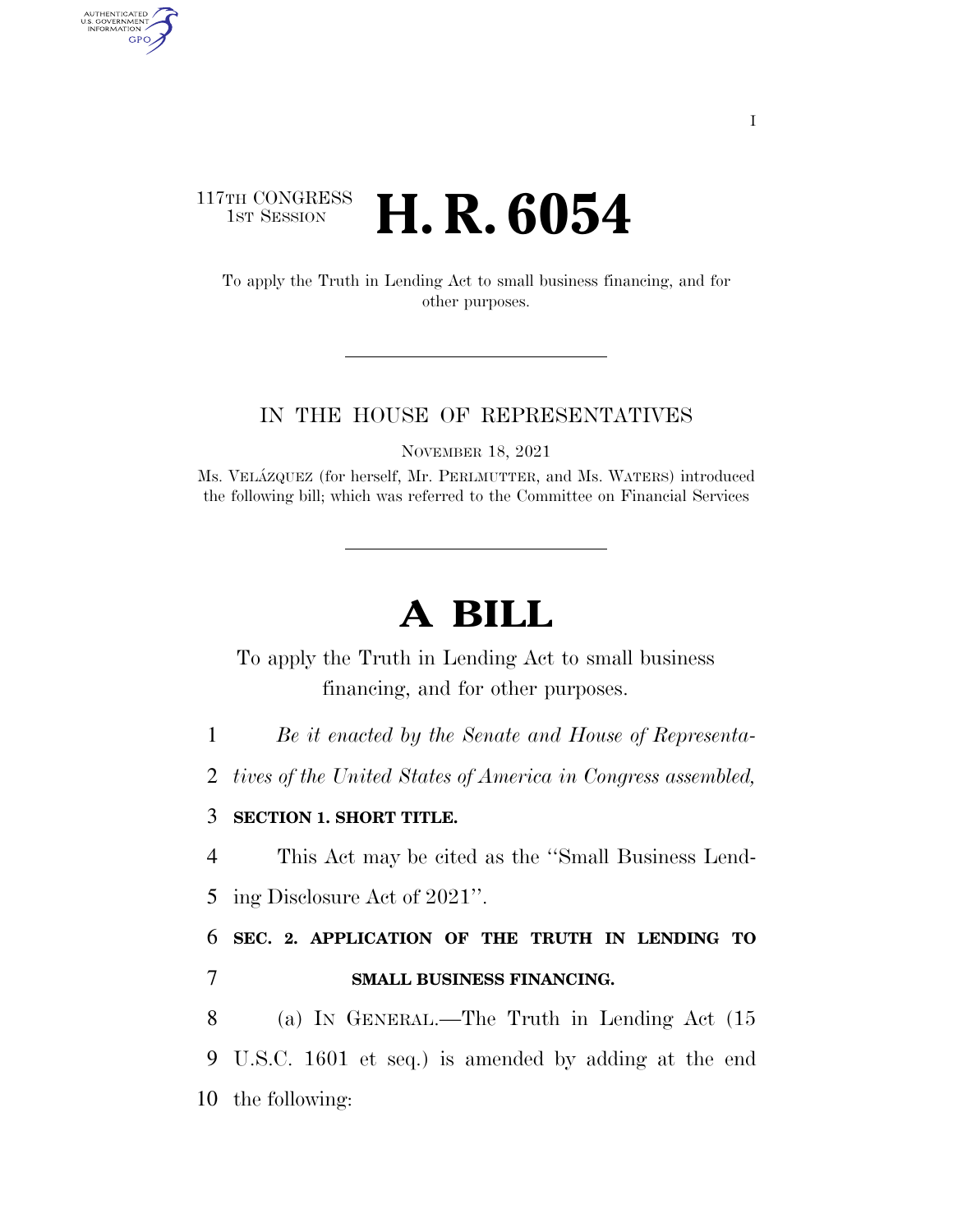117TH CONGRESS
1ST SESSION

# H. R. 6054

To apply the Truth in Lending Act to small business financing, and for other purposes.

IN THE HOUSE OF REPRESENTATIVES

NOVEMBER 18, 2021

Ms. VELÁZQUEZ (for herself, Mr. PERLMUTTER, and Ms. WATERS) introduced the following bill; which was referred to the Committee on Financial Services

# A BILL

To apply the Truth in Lending Act to small business financing, and for other purposes.

*Be it enacted by the Senate and House of Representatives of the United States of America in Congress assembled,*

## SECTION 1. SHORT TITLE.

This Act may be cited as the "Small Business Lending Disclosure Act of 2021".

## SEC. 2. APPLICATION OF THE TRUTH IN LENDING TO SMALL BUSINESS FINANCING.

(a) IN GENERAL.—The Truth in Lending Act (15 U.S.C. 1601 et seq.) is amended by adding at the end the following: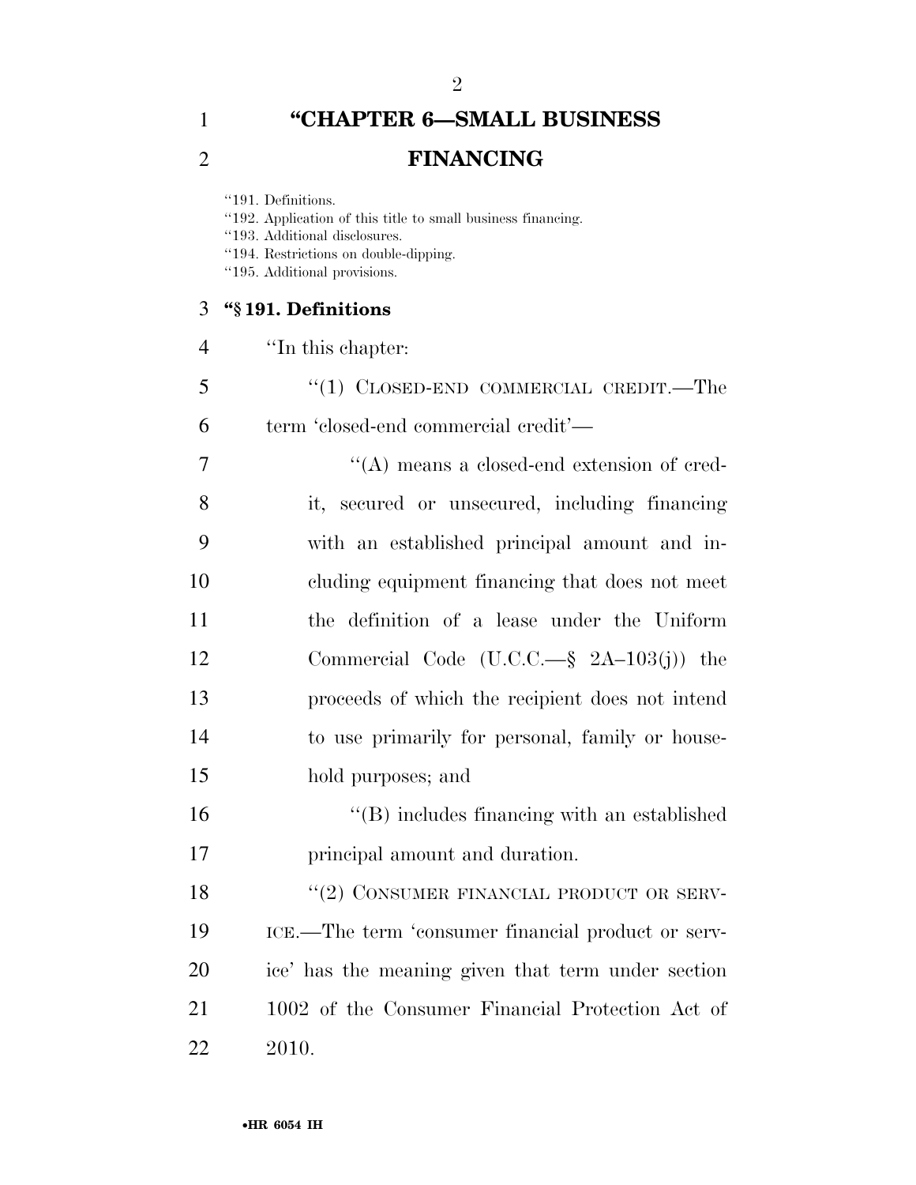# "CHAPTER 6—SMALL BUSINESS FINANCING

"191. Definitions.
"192. Application of this title to small business financing.
"193. Additional disclosures.
"194. Restrictions on double-dipping.
"195. Additional provisions.

### "§ 191. Definitions

"In this chapter:

"(1) CLOSED-END COMMERCIAL CREDIT.—The term 'closed-end commercial credit'—

"(A) means a closed-end extension of credit, secured or unsecured, including financing with an established principal amount and including equipment financing that does not meet the definition of a lease under the Uniform Commercial Code (U.C.C.—§ 2A–103(j)) the proceeds of which the recipient does not intend to use primarily for personal, family or household purposes; and

"(B) includes financing with an established principal amount and duration.

"(2) CONSUMER FINANCIAL PRODUCT OR SERVICE.—The term 'consumer financial product or service' has the meaning given that term under section 1002 of the Consumer Financial Protection Act of 2010.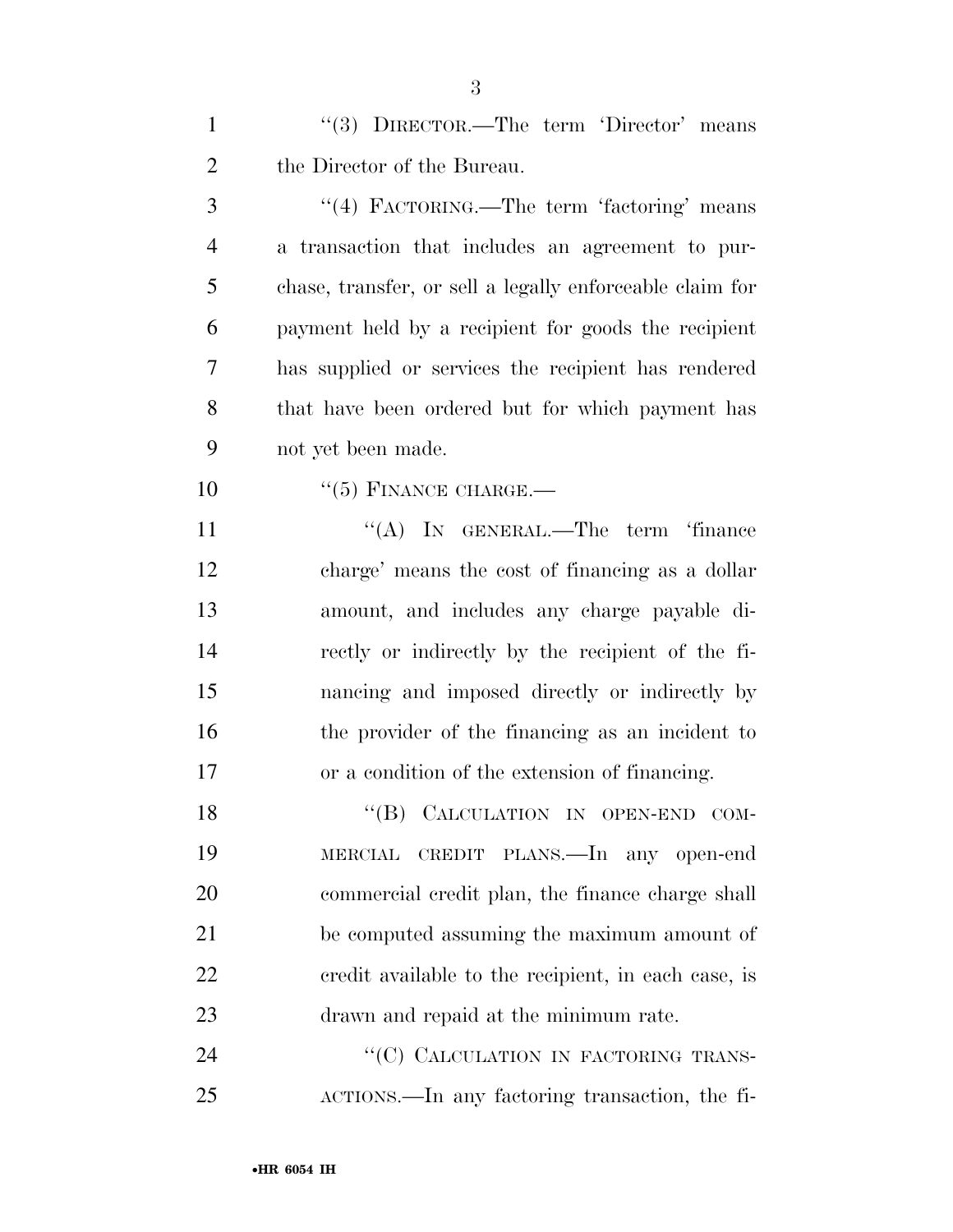"(3) DIRECTOR.—The term 'Director' means the Director of the Bureau.

"(4) FACTORING.—The term 'factoring' means a transaction that includes an agreement to purchase, transfer, or sell a legally enforceable claim for payment held by a recipient for goods the recipient has supplied or services the recipient has rendered that have been ordered but for which payment has not yet been made.

"(5) FINANCE CHARGE.—

"(A) IN GENERAL.—The term 'finance charge' means the cost of financing as a dollar amount, and includes any charge payable directly or indirectly by the recipient of the financing and imposed directly or indirectly by the provider of the financing as an incident to or a condition of the extension of financing.

"(B) CALCULATION IN OPEN-END COMMERCIAL CREDIT PLANS.—In any open-end commercial credit plan, the finance charge shall be computed assuming the maximum amount of credit available to the recipient, in each case, is drawn and repaid at the minimum rate.

"(C) CALCULATION IN FACTORING TRANSACTIONS.—In any factoring transaction, the fi-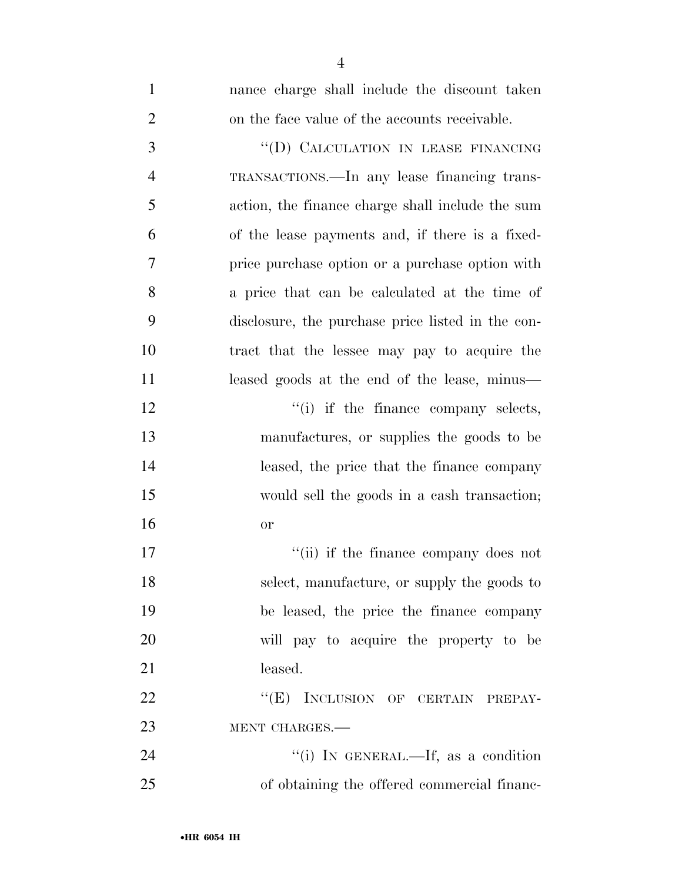nance charge shall include the discount taken on the face value of the accounts receivable.

"(D) CALCULATION IN LEASE FINANCING TRANSACTIONS.—In any lease financing transaction, the finance charge shall include the sum of the lease payments and, if there is a fixed-price purchase option or a purchase option with a price that can be calculated at the time of disclosure, the purchase price listed in the contract that the lessee may pay to acquire the leased goods at the end of the lease, minus—

"(i) if the finance company selects, manufactures, or supplies the goods to be leased, the price that the finance company would sell the goods in a cash transaction; or

"(ii) if the finance company does not select, manufacture, or supply the goods to be leased, the price the finance company will pay to acquire the property to be leased.

"(E) INCLUSION OF CERTAIN PREPAYMENT CHARGES.—

"(i) IN GENERAL.—If, as a condition of obtaining the offered commercial financ-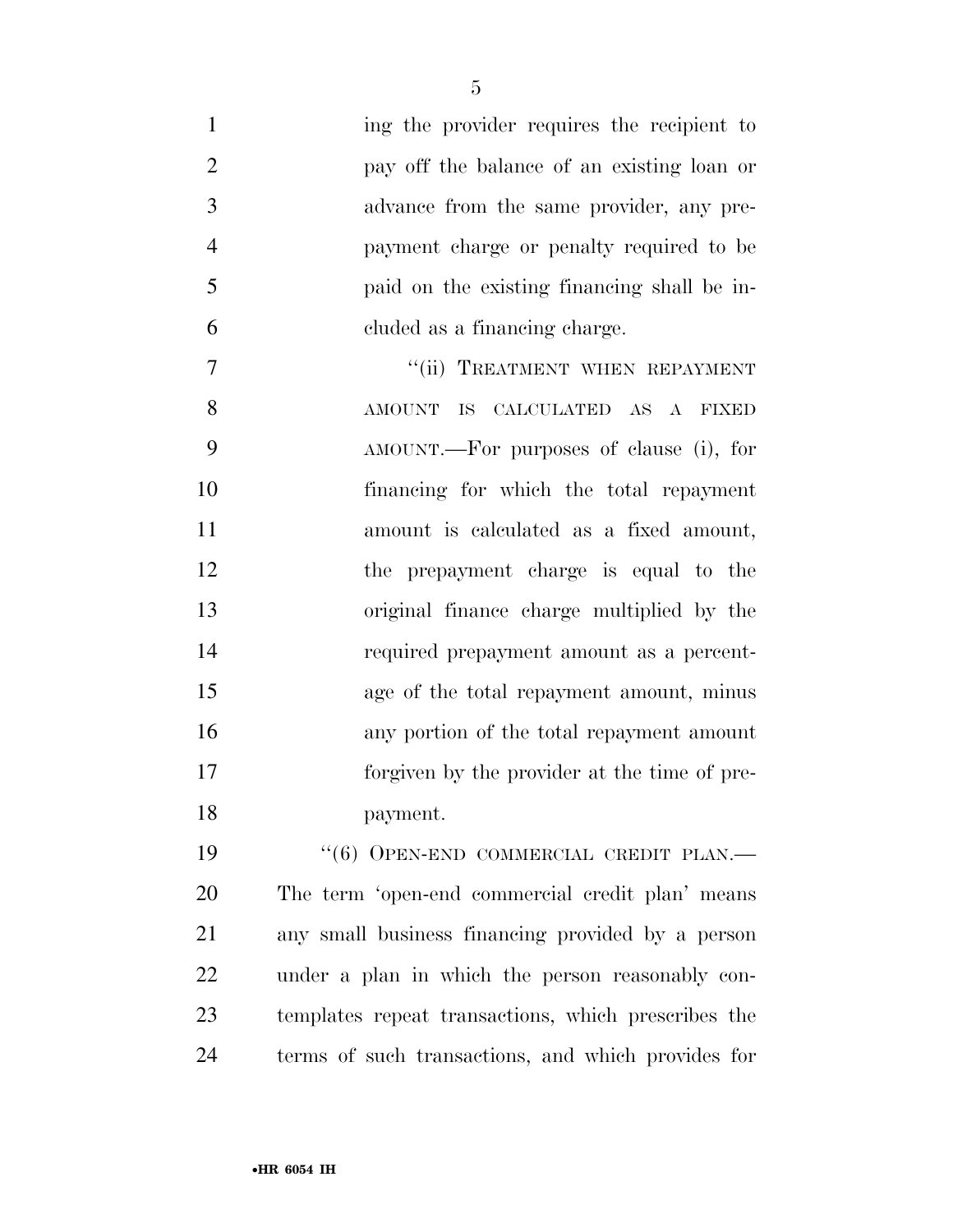ing the provider requires the recipient to pay off the balance of an existing loan or advance from the same provider, any prepayment charge or penalty required to be paid on the existing financing shall be included as a financing charge.

"(ii) TREATMENT WHEN REPAYMENT AMOUNT IS CALCULATED AS A FIXED AMOUNT.—For purposes of clause (i), for financing for which the total repayment amount is calculated as a fixed amount, the prepayment charge is equal to the original finance charge multiplied by the required prepayment amount as a percentage of the total repayment amount, minus any portion of the total repayment amount forgiven by the provider at the time of prepayment.

"(6) OPEN-END COMMERCIAL CREDIT PLAN.— The term 'open-end commercial credit plan' means any small business financing provided by a person under a plan in which the person reasonably contemplates repeat transactions, which prescribes the terms of such transactions, and which provides for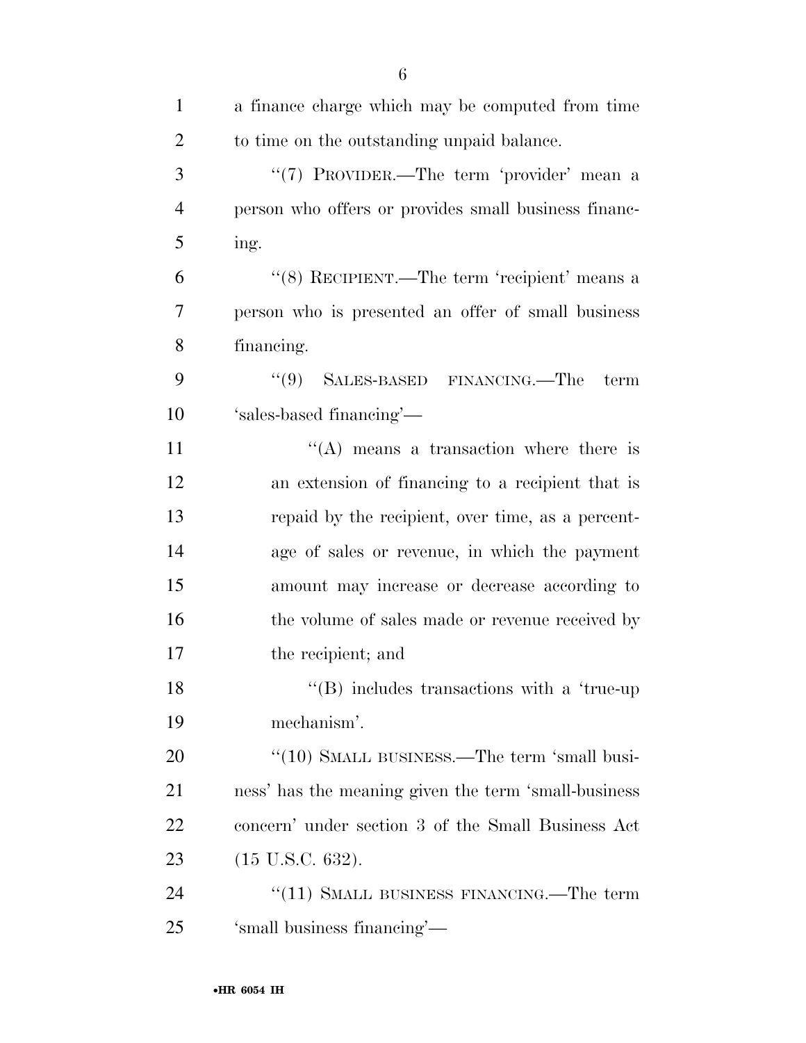a finance charge which may be computed from time to time on the outstanding unpaid balance.

"(7) PROVIDER.—The term 'provider' mean a person who offers or provides small business financing.

"(8) RECIPIENT.—The term 'recipient' means a person who is presented an offer of small business financing.

"(9) SALES-BASED FINANCING.—The term 'sales-based financing'—

"(A) means a transaction where there is an extension of financing to a recipient that is repaid by the recipient, over time, as a percentage of sales or revenue, in which the payment amount may increase or decrease according to the volume of sales made or revenue received by the recipient; and

"(B) includes transactions with a 'true-up mechanism'.

"(10) SMALL BUSINESS.—The term 'small business' has the meaning given the term 'small-business concern' under section 3 of the Small Business Act (15 U.S.C. 632).

"(11) SMALL BUSINESS FINANCING.—The term 'small business financing'—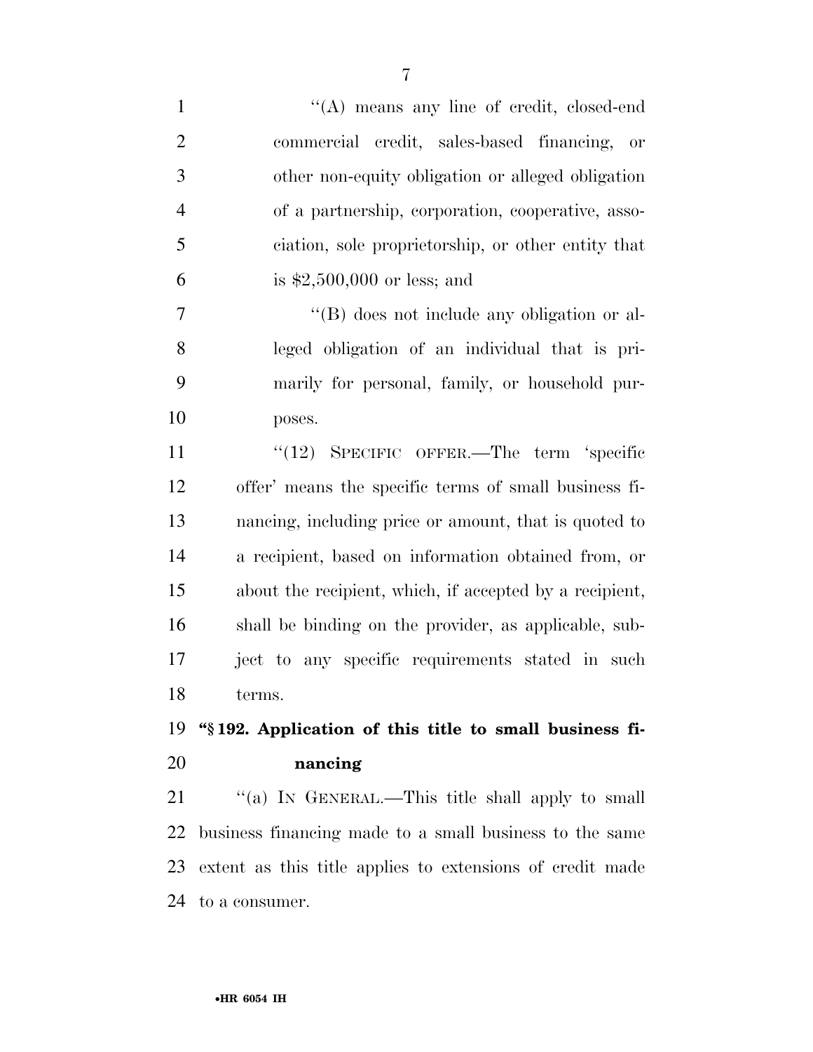"(A) means any line of credit, closed-end commercial credit, sales-based financing, or other non-equity obligation or alleged obligation of a partnership, corporation, cooperative, association, sole proprietorship, or other entity that is $2,500,000 or less; and

"(B) does not include any obligation or alleged obligation of an individual that is primarily for personal, family, or household purposes.

"(12) SPECIFIC OFFER.—The term 'specific offer' means the specific terms of small business financing, including price or amount, that is quoted to a recipient, based on information obtained from, or about the recipient, which, if accepted by a recipient, shall be binding on the provider, as applicable, subject to any specific requirements stated in such terms.

**"§ 192. Application of this title to small business financing**

"(a) IN GENERAL.—This title shall apply to small business financing made to a small business to the same extent as this title applies to extensions of credit made to a consumer.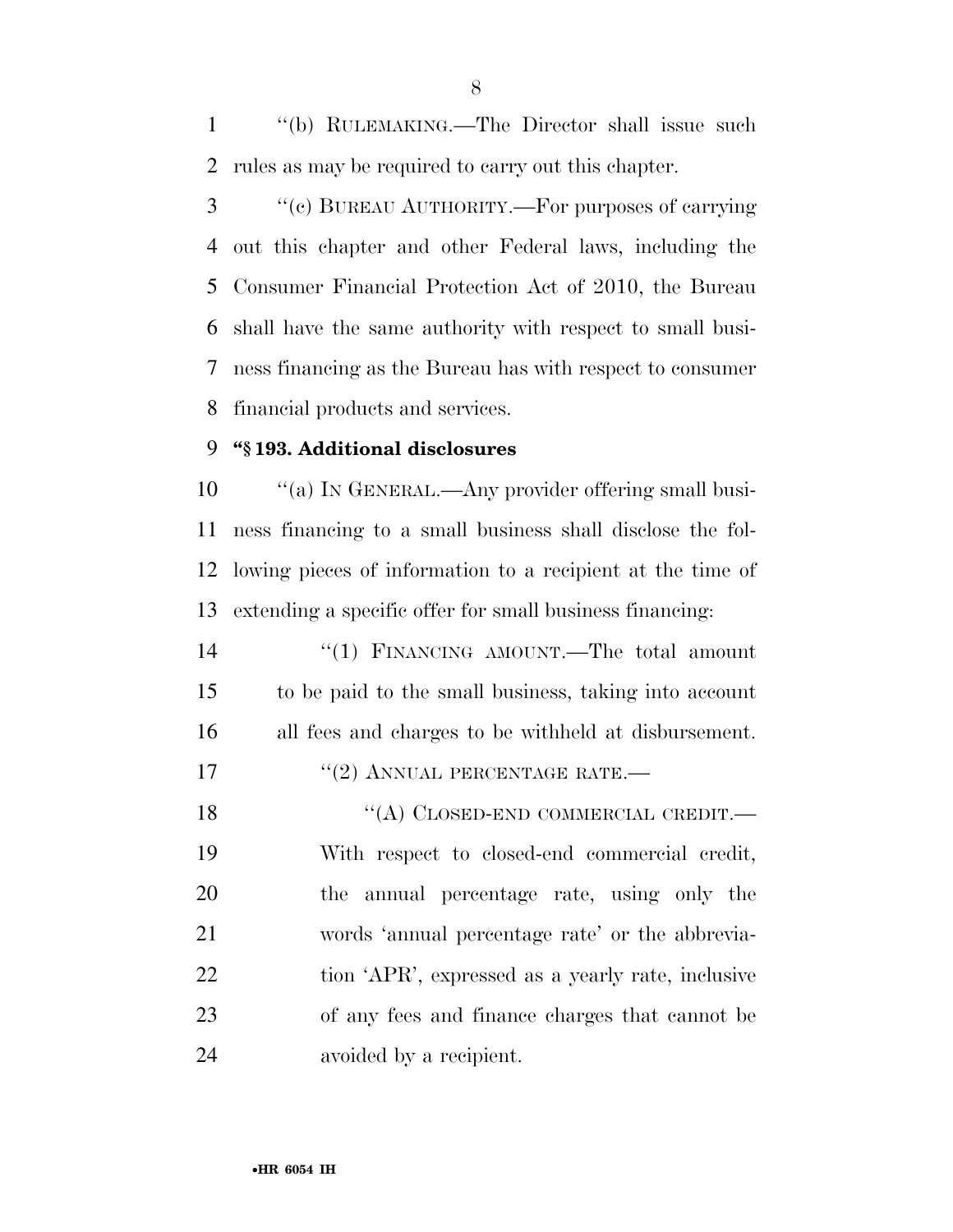"(b) RULEMAKING.—The Director shall issue such rules as may be required to carry out this chapter.

"(c) BUREAU AUTHORITY.—For purposes of carrying out this chapter and other Federal laws, including the Consumer Financial Protection Act of 2010, the Bureau shall have the same authority with respect to small business financing as the Bureau has with respect to consumer financial products and services.

**"§ 193. Additional disclosures**

"(a) IN GENERAL.—Any provider offering small business financing to a small business shall disclose the following pieces of information to a recipient at the time of extending a specific offer for small business financing:

"(1) FINANCING AMOUNT.—The total amount to be paid to the small business, taking into account all fees and charges to be withheld at disbursement.

"(2) ANNUAL PERCENTAGE RATE.—

"(A) CLOSED-END COMMERCIAL CREDIT.—With respect to closed-end commercial credit, the annual percentage rate, using only the words 'annual percentage rate' or the abbreviation 'APR', expressed as a yearly rate, inclusive of any fees and finance charges that cannot be avoided by a recipient.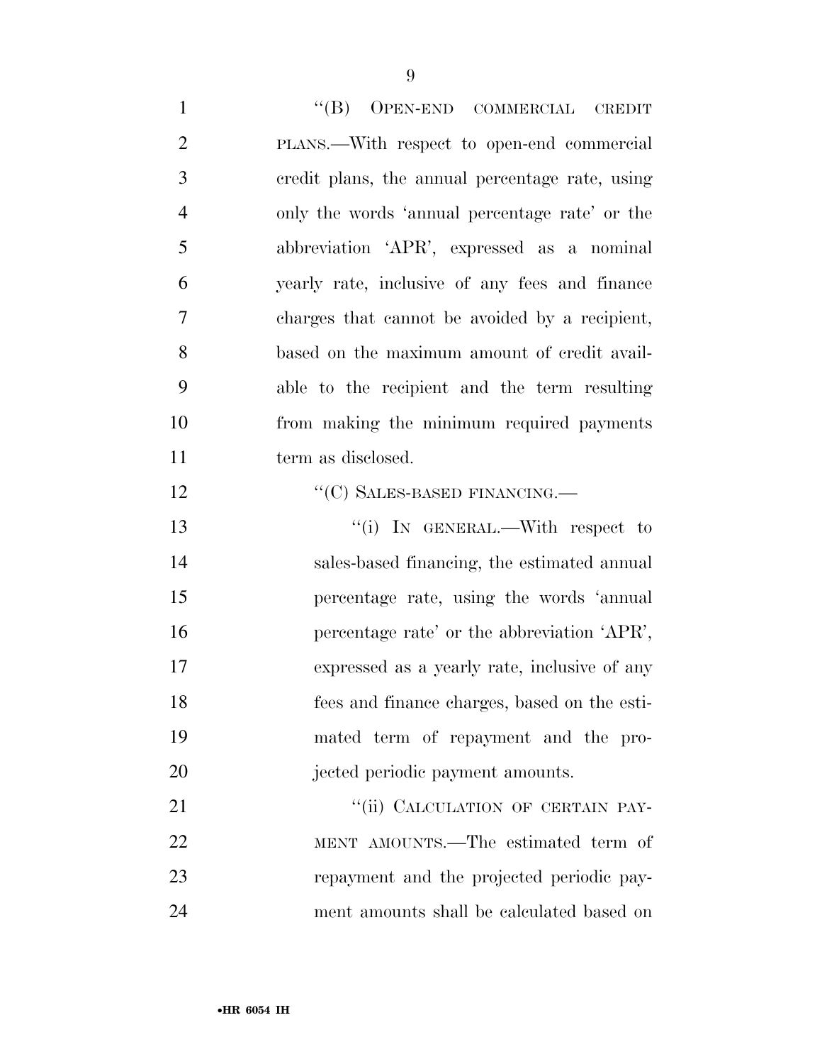"(B) OPEN-END COMMERCIAL CREDIT PLANS.—With respect to open-end commercial credit plans, the annual percentage rate, using only the words 'annual percentage rate' or the abbreviation 'APR', expressed as a nominal yearly rate, inclusive of any fees and finance charges that cannot be avoided by a recipient, based on the maximum amount of credit available to the recipient and the term resulting from making the minimum required payments term as disclosed.

"(C) SALES-BASED FINANCING.—

"(i) IN GENERAL.—With respect to sales-based financing, the estimated annual percentage rate, using the words 'annual percentage rate' or the abbreviation 'APR', expressed as a yearly rate, inclusive of any fees and finance charges, based on the estimated term of repayment and the projected periodic payment amounts.

"(ii) CALCULATION OF CERTAIN PAYMENT AMOUNTS.—The estimated term of repayment and the projected periodic payment amounts shall be calculated based on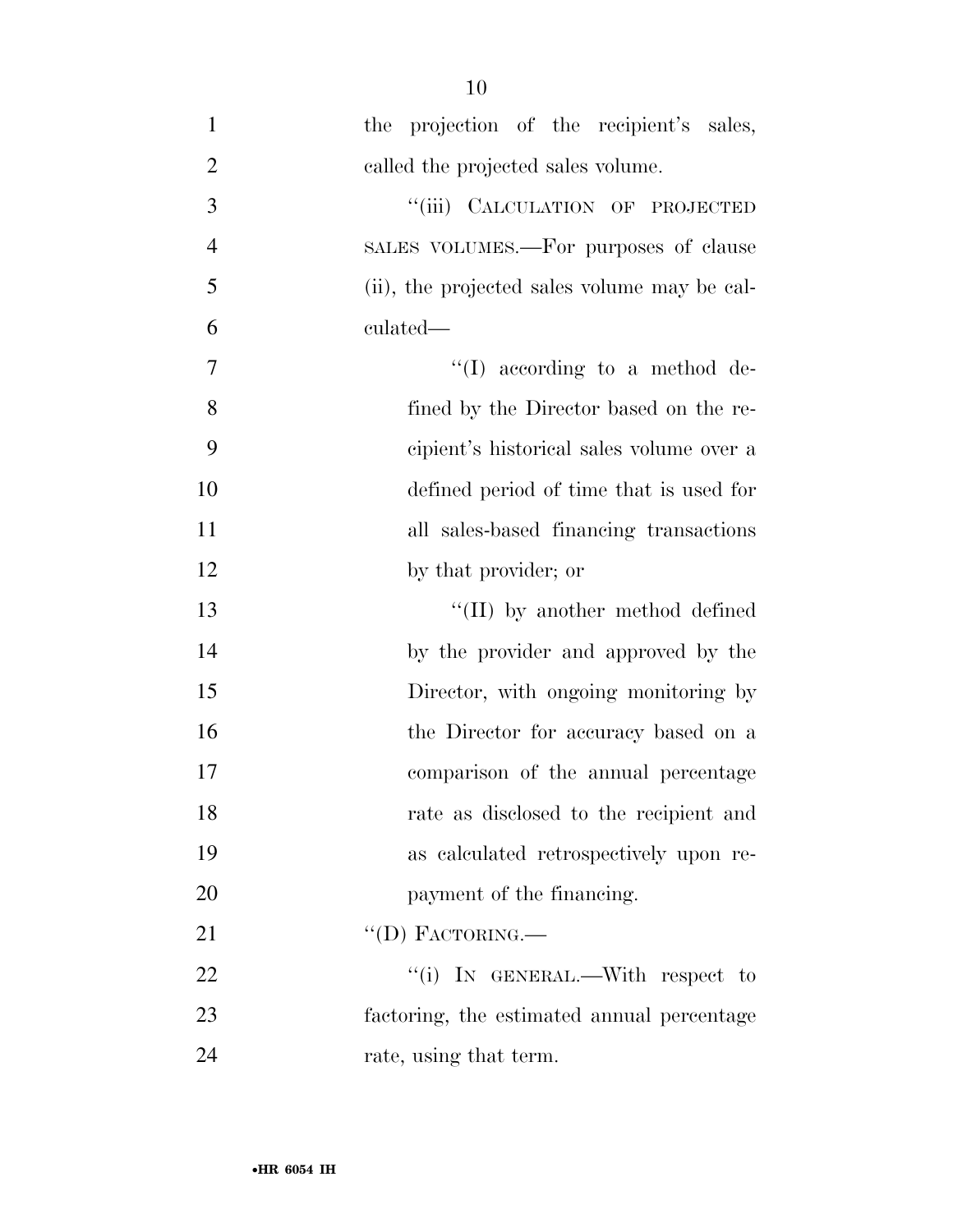the projection of the recipient's sales, called the projected sales volume.

"(iii) CALCULATION OF PROJECTED SALES VOLUMES.—For purposes of clause (ii), the projected sales volume may be calculated—

"(I) according to a method defined by the Director based on the recipient's historical sales volume over a defined period of time that is used for all sales-based financing transactions by that provider; or

"(II) by another method defined by the provider and approved by the Director, with ongoing monitoring by the Director for accuracy based on a comparison of the annual percentage rate as disclosed to the recipient and as calculated retrospectively upon repayment of the financing.

"(D) FACTORING.—

"(i) IN GENERAL.—With respect to factoring, the estimated annual percentage rate, using that term.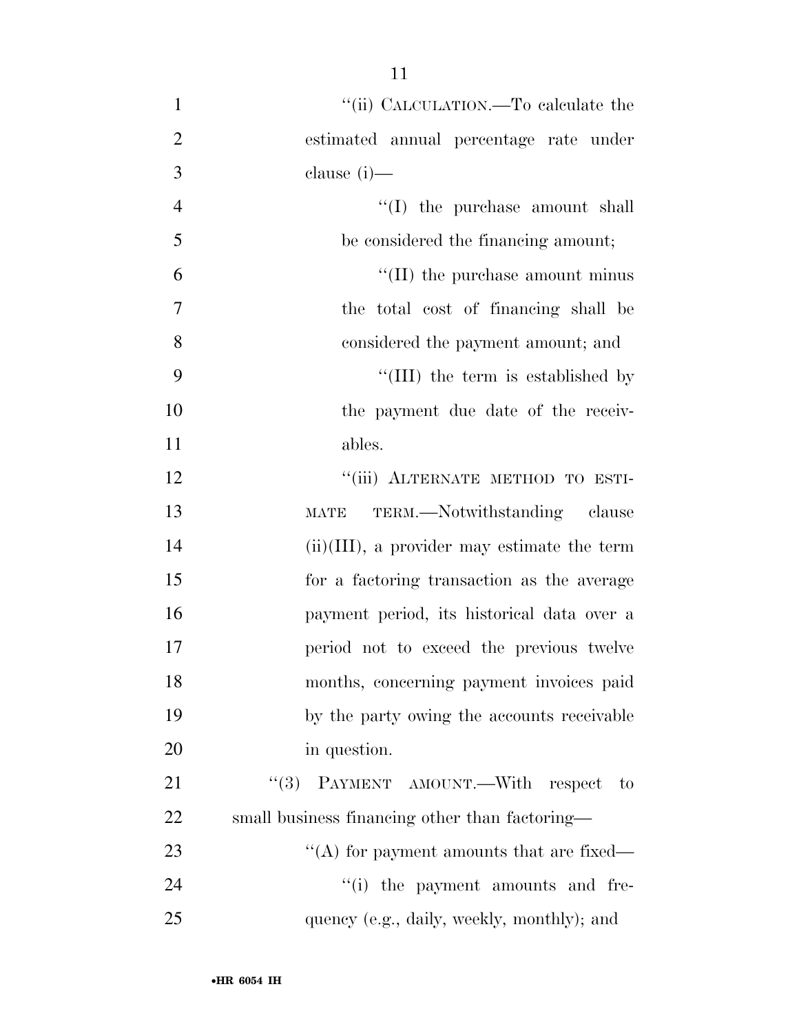"(ii) CALCULATION.—To calculate the estimated annual percentage rate under clause (i)—

"(I) the purchase amount shall be considered the financing amount;

"(II) the purchase amount minus the total cost of financing shall be considered the payment amount; and

"(III) the term is established by the payment due date of the receivables.

"(iii) ALTERNATE METHOD TO ESTIMATE TERM.—Notwithstanding clause (ii)(III), a provider may estimate the term for a factoring transaction as the average payment period, its historical data over a period not to exceed the previous twelve months, concerning payment invoices paid by the party owing the accounts receivable in question.

"(3) PAYMENT AMOUNT.—With respect to small business financing other than factoring—

"(A) for payment amounts that are fixed—

"(i) the payment amounts and frequency (e.g., daily, weekly, monthly); and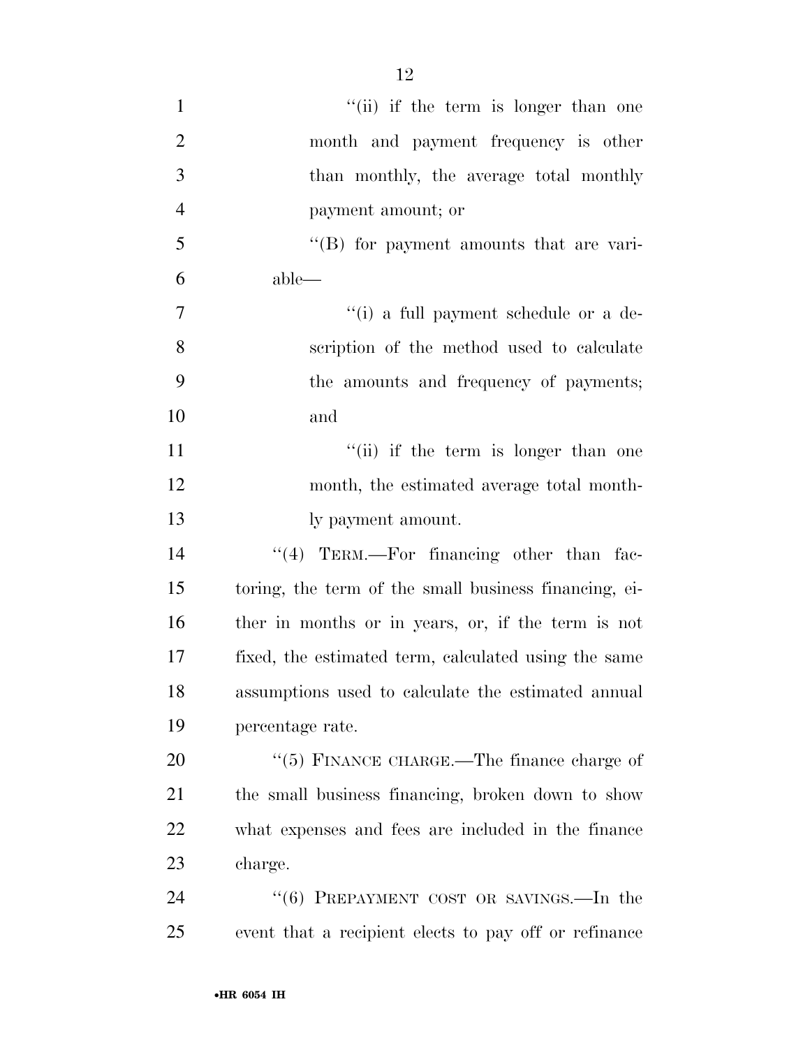"(ii) if the term is longer than one month and payment frequency is other than monthly, the average total monthly payment amount; or

"(B) for payment amounts that are variable—

"(i) a full payment schedule or a description of the method used to calculate the amounts and frequency of payments; and

"(ii) if the term is longer than one month, the estimated average total monthly payment amount.

"(4) TERM.—For financing other than factoring, the term of the small business financing, either in months or in years, or, if the term is not fixed, the estimated term, calculated using the same assumptions used to calculate the estimated annual percentage rate.

"(5) FINANCE CHARGE.—The finance charge of the small business financing, broken down to show what expenses and fees are included in the finance charge.

"(6) PREPAYMENT COST OR SAVINGS.—In the event that a recipient elects to pay off or refinance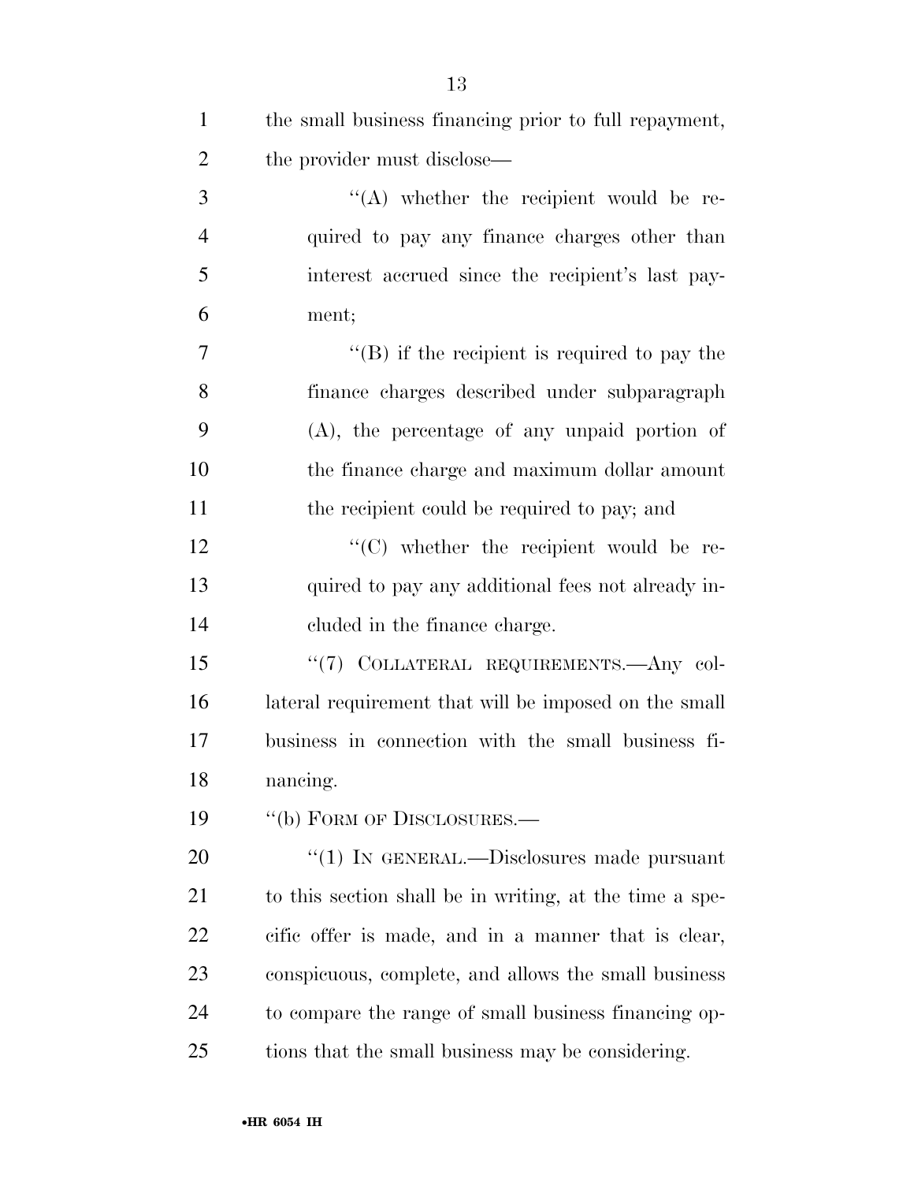the small business financing prior to full repayment, the provider must disclose—

''(A) whether the recipient would be required to pay any finance charges other than interest accrued since the recipient's last payment;

''(B) if the recipient is required to pay the finance charges described under subparagraph (A), the percentage of any unpaid portion of the finance charge and maximum dollar amount the recipient could be required to pay; and

''(C) whether the recipient would be required to pay any additional fees not already included in the finance charge.

''(7) COLLATERAL REQUIREMENTS.—Any collateral requirement that will be imposed on the small business in connection with the small business financing.

''(b) FORM OF DISCLOSURES.—

''(1) IN GENERAL.—Disclosures made pursuant to this section shall be in writing, at the time a specific offer is made, and in a manner that is clear, conspicuous, complete, and allows the small business to compare the range of small business financing options that the small business may be considering.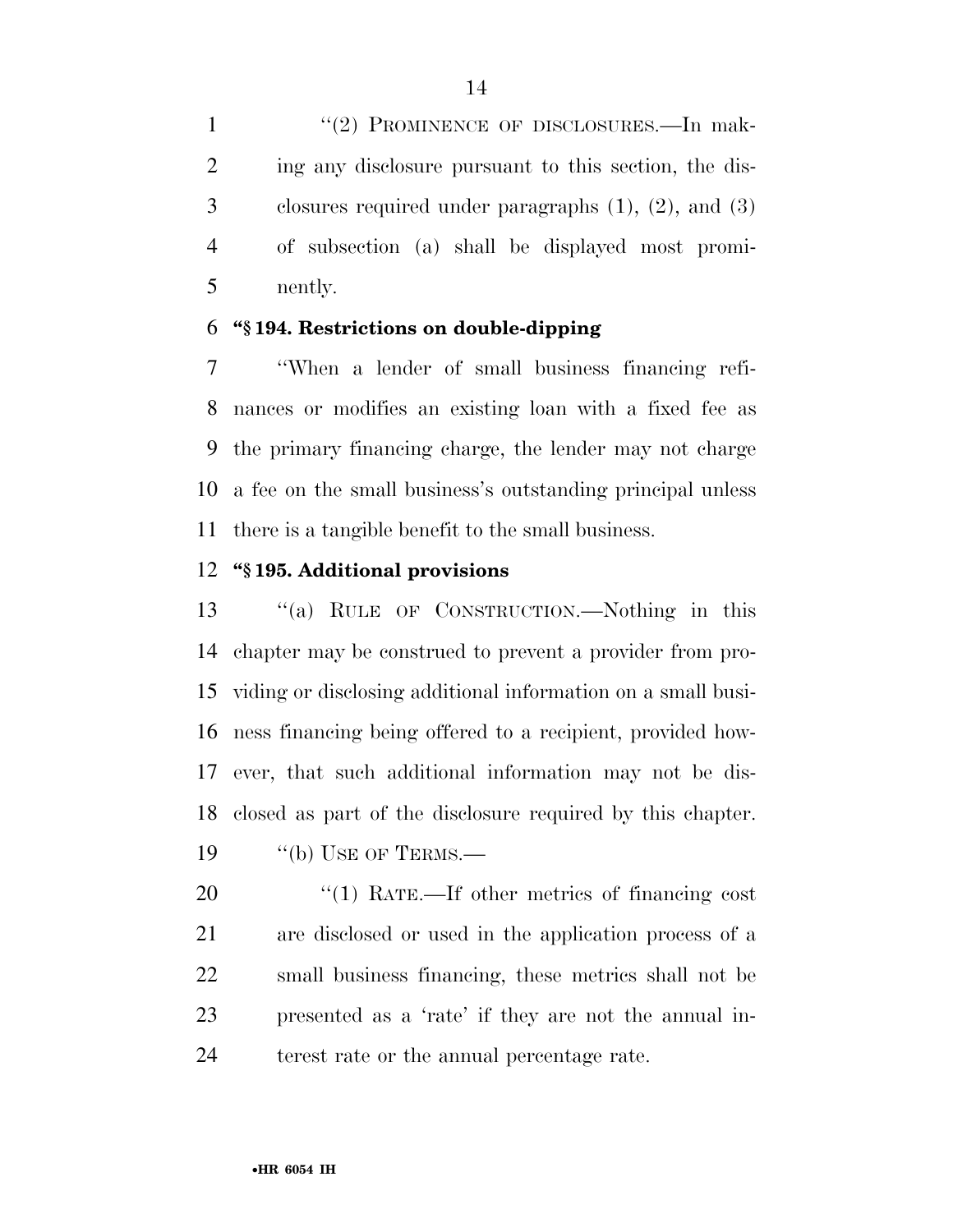"(2) PROMINENCE OF DISCLOSURES.—In making any disclosure pursuant to this section, the disclosures required under paragraphs (1), (2), and (3) of subsection (a) shall be displayed most prominently.

**"§ 194. Restrictions on double-dipping**

"When a lender of small business financing refinances or modifies an existing loan with a fixed fee as the primary financing charge, the lender may not charge a fee on the small business's outstanding principal unless there is a tangible benefit to the small business.

**"§ 195. Additional provisions**

"(a) RULE OF CONSTRUCTION.—Nothing in this chapter may be construed to prevent a provider from providing or disclosing additional information on a small business financing being offered to a recipient, provided however, that such additional information may not be disclosed as part of the disclosure required by this chapter.

"(b) USE OF TERMS.—

"(1) RATE.—If other metrics of financing cost are disclosed or used in the application process of a small business financing, these metrics shall not be presented as a 'rate' if they are not the annual interest rate or the annual percentage rate.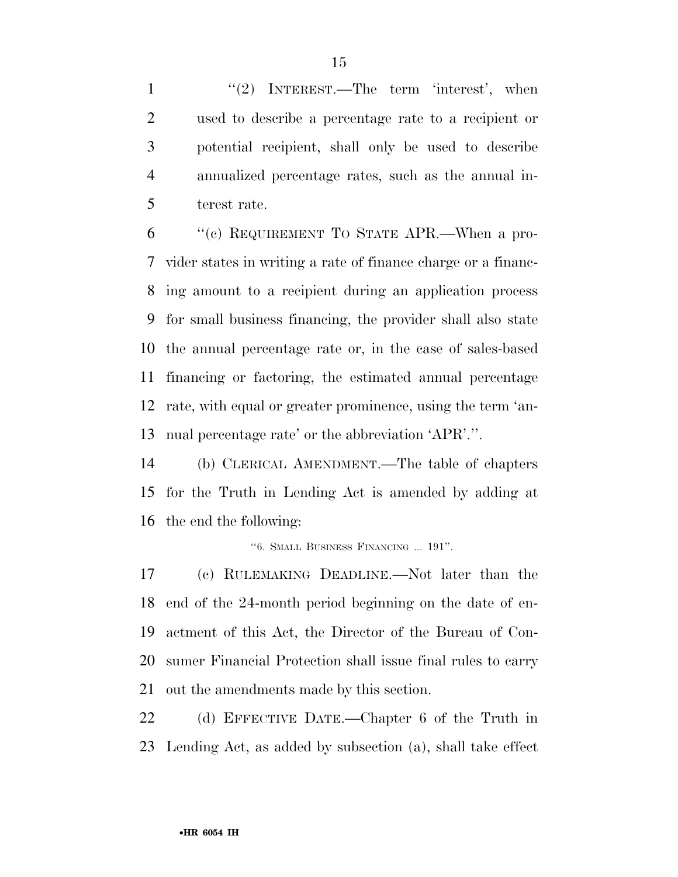"(2) INTEREST.—The term 'interest', when used to describe a percentage rate to a recipient or potential recipient, shall only be used to describe annualized percentage rates, such as the annual interest rate.

"(c) REQUIREMENT TO STATE APR.—When a provider states in writing a rate of finance charge or a financing amount to a recipient during an application process for small business financing, the provider shall also state the annual percentage rate or, in the case of sales-based financing or factoring, the estimated annual percentage rate, with equal or greater prominence, using the term 'annual percentage rate' or the abbreviation 'APR'.".

(b) CLERICAL AMENDMENT.—The table of chapters for the Truth in Lending Act is amended by adding at the end the following:

"6. SMALL BUSINESS FINANCING ... 191".

(c) RULEMAKING DEADLINE.—Not later than the end of the 24-month period beginning on the date of enactment of this Act, the Director of the Bureau of Consumer Financial Protection shall issue final rules to carry out the amendments made by this section.

(d) EFFECTIVE DATE.—Chapter 6 of the Truth in Lending Act, as added by subsection (a), shall take effect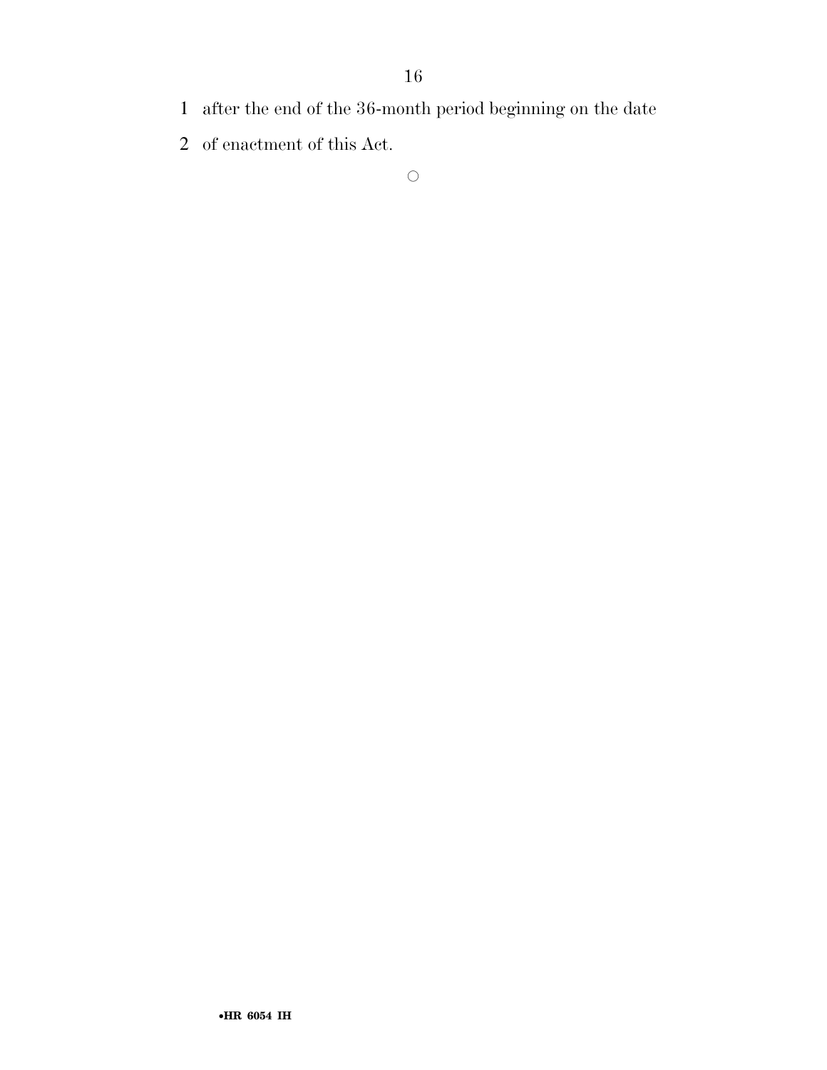after the end of the 36-month period beginning on the date of enactment of this Act.

○